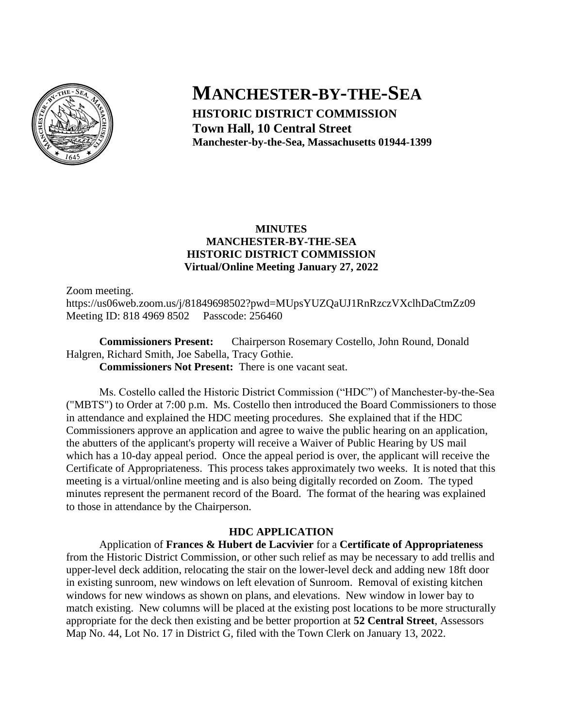# MANCHESTER-BY-THE-SEA

**HISTORIC DISTRICT COMMISSION**
**Town Hall, 10 Central Street**
**Manchester-by-the-Sea, Massachusetts 01944-1399**

**MINUTES**
**MANCHESTER-BY-THE-SEA**
**HISTORIC DISTRICT COMMISSION**
**Virtual/Online Meeting January 27, 2022**

Zoom meeting.
https://us06web.zoom.us/j/81849698502?pwd=MUpsYUZQaUJ1RnRzczVXclhDaCtmZz09
Meeting ID: 818 4969 8502 Passcode: 256460

**Commissioners Present:** Chairperson Rosemary Costello, John Round, Donald Halgren, Richard Smith, Joe Sabella, Tracy Gothie.
**Commissioners Not Present:** There is one vacant seat.

Ms. Costello called the Historic District Commission ("HDC") of Manchester-by-the-Sea ("MBTS") to Order at 7:00 p.m. Ms. Costello then introduced the Board Commissioners to those in attendance and explained the HDC meeting procedures. She explained that if the HDC Commissioners approve an application and agree to waive the public hearing on an application, the abutters of the applicant's property will receive a Waiver of Public Hearing by US mail which has a 10-day appeal period. Once the appeal period is over, the applicant will receive the Certificate of Appropriateness. This process takes approximately two weeks. It is noted that this meeting is a virtual/online meeting and is also being digitally recorded on Zoom. The typed minutes represent the permanent record of the Board. The format of the hearing was explained to those in attendance by the Chairperson.

**HDC APPLICATION**

Application of **Frances & Hubert de Lacvivier** for a **Certificate of Appropriateness** from the Historic District Commission, or other such relief as may be necessary to add trellis and upper-level deck addition, relocating the stair on the lower-level deck and adding new 18ft door in existing sunroom, new windows on left elevation of Sunroom. Removal of existing kitchen windows for new windows as shown on plans, and elevations. New window in lower bay to match existing. New columns will be placed at the existing post locations to be more structurally appropriate for the deck then existing and be better proportion at **52 Central Street**, Assessors Map No. 44, Lot No. 17 in District G, filed with the Town Clerk on January 13, 2022.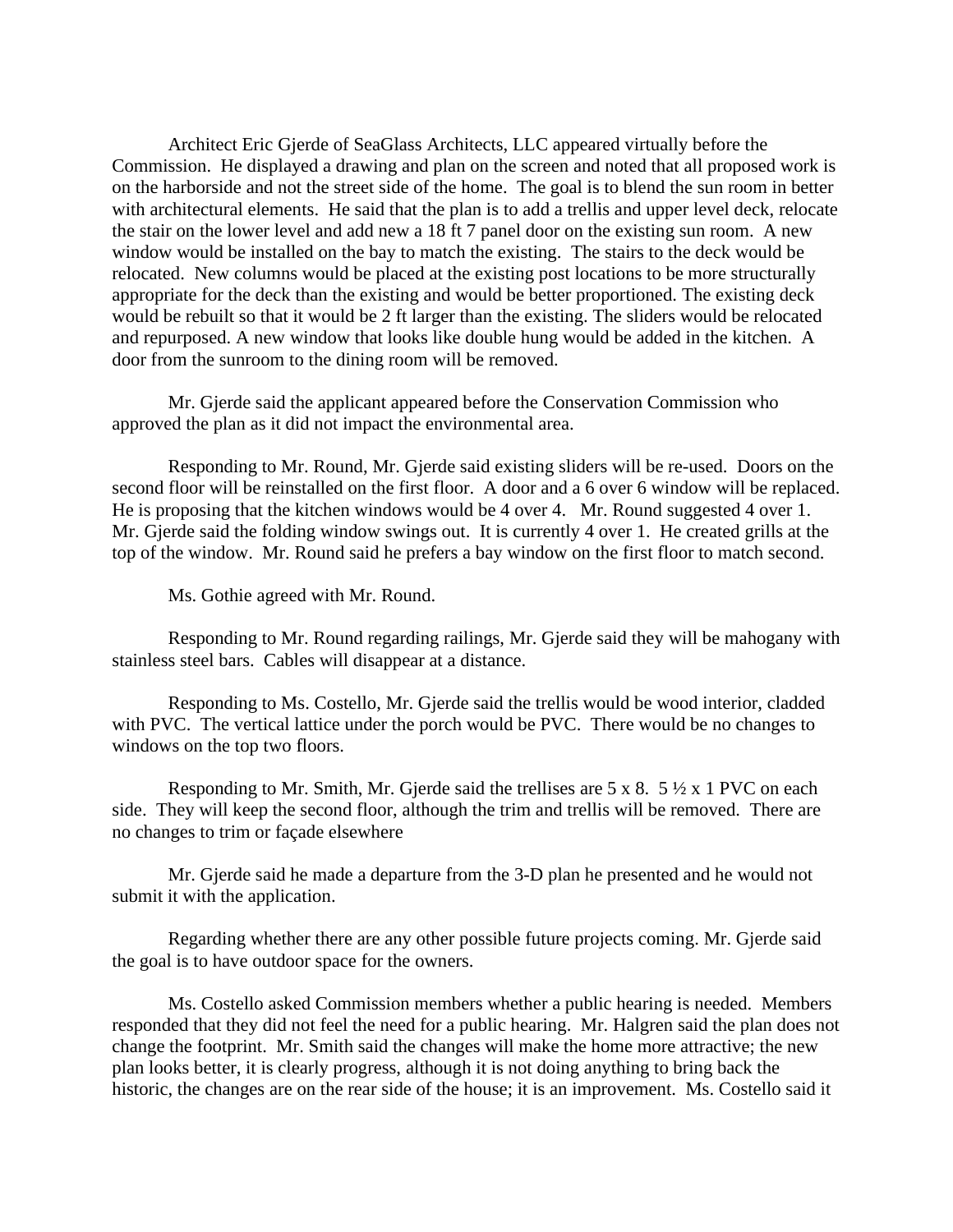Architect Eric Gjerde of SeaGlass Architects, LLC appeared virtually before the Commission. He displayed a drawing and plan on the screen and noted that all proposed work is on the harborside and not the street side of the home. The goal is to blend the sun room in better with architectural elements. He said that the plan is to add a trellis and upper level deck, relocate the stair on the lower level and add new a 18 ft 7 panel door on the existing sun room. A new window would be installed on the bay to match the existing. The stairs to the deck would be relocated. New columns would be placed at the existing post locations to be more structurally appropriate for the deck than the existing and would be better proportioned. The existing deck would be rebuilt so that it would be 2 ft larger than the existing. The sliders would be relocated and repurposed. A new window that looks like double hung would be added in the kitchen. A door from the sunroom to the dining room will be removed.

Mr. Gjerde said the applicant appeared before the Conservation Commission who approved the plan as it did not impact the environmental area.

Responding to Mr. Round, Mr. Gjerde said existing sliders will be re-used. Doors on the second floor will be reinstalled on the first floor. A door and a 6 over 6 window will be replaced. He is proposing that the kitchen windows would be 4 over 4. Mr. Round suggested 4 over 1. Mr. Gjerde said the folding window swings out. It is currently 4 over 1. He created grills at the top of the window. Mr. Round said he prefers a bay window on the first floor to match second.

Ms. Gothie agreed with Mr. Round.

Responding to Mr. Round regarding railings, Mr. Gjerde said they will be mahogany with stainless steel bars. Cables will disappear at a distance.

Responding to Ms. Costello, Mr. Gjerde said the trellis would be wood interior, cladded with PVC. The vertical lattice under the porch would be PVC. There would be no changes to windows on the top two floors.

Responding to Mr. Smith, Mr. Gjerde said the trellises are 5 x 8. 5 ½ x 1 PVC on each side. They will keep the second floor, although the trim and trellis will be removed. There are no changes to trim or façade elsewhere

Mr. Gjerde said he made a departure from the 3-D plan he presented and he would not submit it with the application.

Regarding whether there are any other possible future projects coming. Mr. Gjerde said the goal is to have outdoor space for the owners.

Ms. Costello asked Commission members whether a public hearing is needed. Members responded that they did not feel the need for a public hearing. Mr. Halgren said the plan does not change the footprint. Mr. Smith said the changes will make the home more attractive; the new plan looks better, it is clearly progress, although it is not doing anything to bring back the historic, the changes are on the rear side of the house; it is an improvement. Ms. Costello said it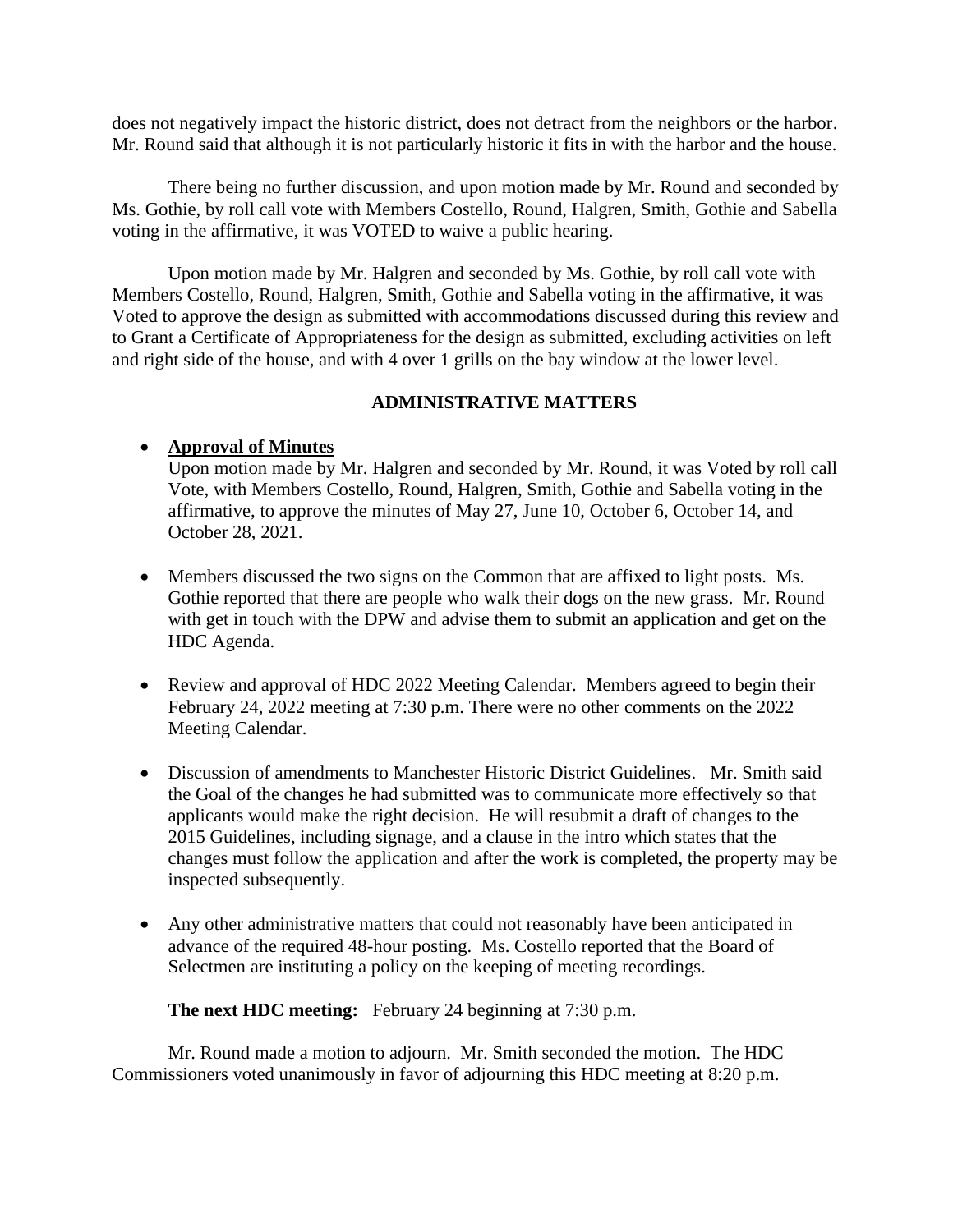does not negatively impact the historic district, does not detract from the neighbors or the harbor. Mr. Round said that although it is not particularly historic it fits in with the harbor and the house.

There being no further discussion, and upon motion made by Mr. Round and seconded by Ms. Gothie, by roll call vote with Members Costello, Round, Halgren, Smith, Gothie and Sabella voting in the affirmative, it was VOTED to waive a public hearing.

Upon motion made by Mr. Halgren and seconded by Ms. Gothie, by roll call vote with Members Costello, Round, Halgren, Smith, Gothie and Sabella voting in the affirmative, it was Voted to approve the design as submitted with accommodations discussed during this review and to Grant a Certificate of Appropriateness for the design as submitted, excluding activities on left and right side of the house, and with 4 over 1 grills on the bay window at the lower level.

## ADMINISTRATIVE MATTERS

- **Approval of Minutes**
  Upon motion made by Mr. Halgren and seconded by Mr. Round, it was Voted by roll call Vote, with Members Costello, Round, Halgren, Smith, Gothie and Sabella voting in the affirmative, to approve the minutes of May 27, June 10, October 6, October 14, and October 28, 2021.

- Members discussed the two signs on the Common that are affixed to light posts. Ms. Gothie reported that there are people who walk their dogs on the new grass. Mr. Round with get in touch with the DPW and advise them to submit an application and get on the HDC Agenda.

- Review and approval of HDC 2022 Meeting Calendar. Members agreed to begin their February 24, 2022 meeting at 7:30 p.m. There were no other comments on the 2022 Meeting Calendar.

- Discussion of amendments to Manchester Historic District Guidelines. Mr. Smith said the Goal of the changes he had submitted was to communicate more effectively so that applicants would make the right decision. He will resubmit a draft of changes to the 2015 Guidelines, including signage, and a clause in the intro which states that the changes must follow the application and after the work is completed, the property may be inspected subsequently.

- Any other administrative matters that could not reasonably have been anticipated in advance of the required 48-hour posting. Ms. Costello reported that the Board of Selectmen are instituting a policy on the keeping of meeting recordings.

**The next HDC meeting:** February 24 beginning at 7:30 p.m.

Mr. Round made a motion to adjourn. Mr. Smith seconded the motion. The HDC Commissioners voted unanimously in favor of adjourning this HDC meeting at 8:20 p.m.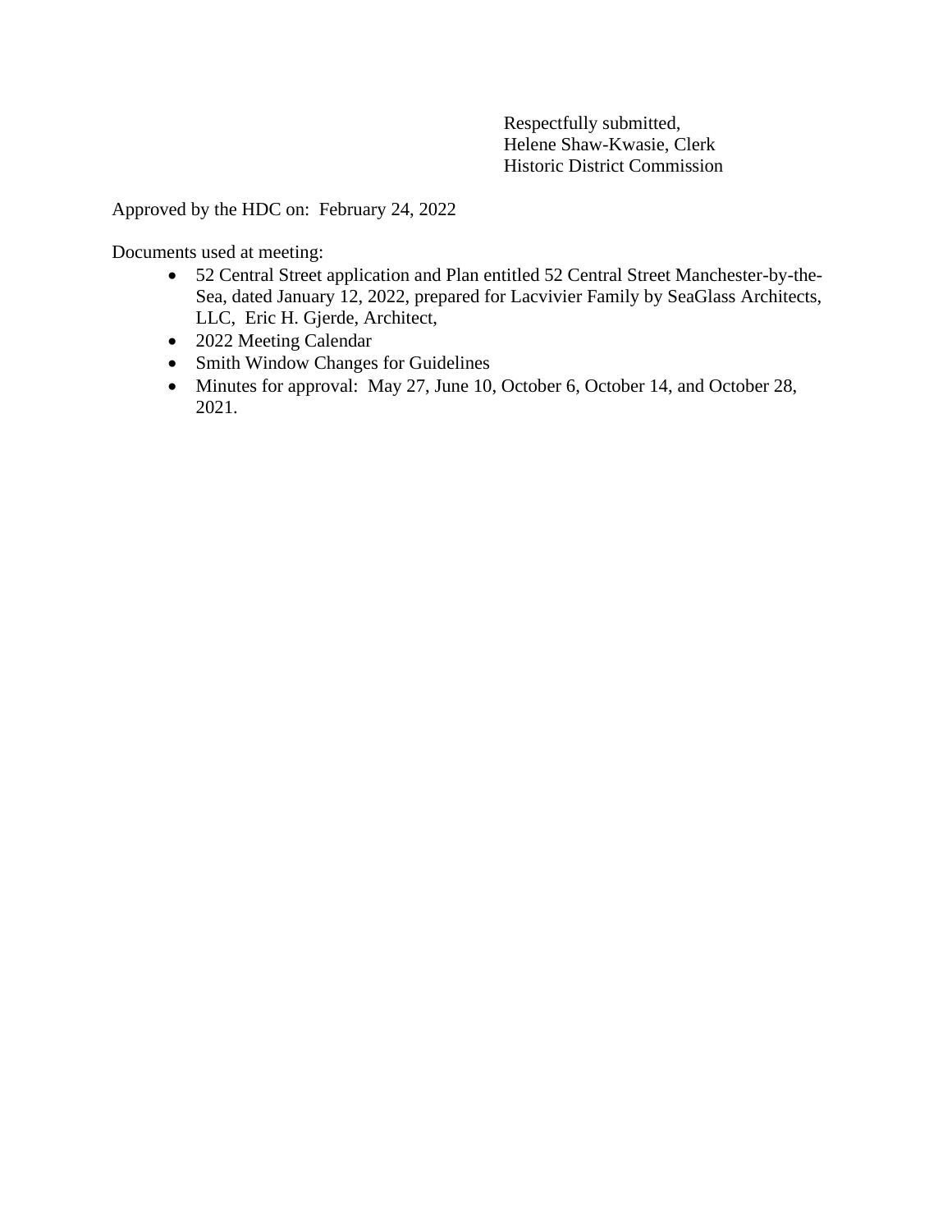Respectfully submitted,
Helene Shaw-Kwasie, Clerk
Historic District Commission

Approved by the HDC on: February 24, 2022

Documents used at meeting:

- 52 Central Street application and Plan entitled 52 Central Street Manchester-by-the-Sea, dated January 12, 2022, prepared for Lacvivier Family by SeaGlass Architects, LLC, Eric H. Gjerde, Architect,
- 2022 Meeting Calendar
- Smith Window Changes for Guidelines
- Minutes for approval: May 27, June 10, October 6, October 14, and October 28, 2021.